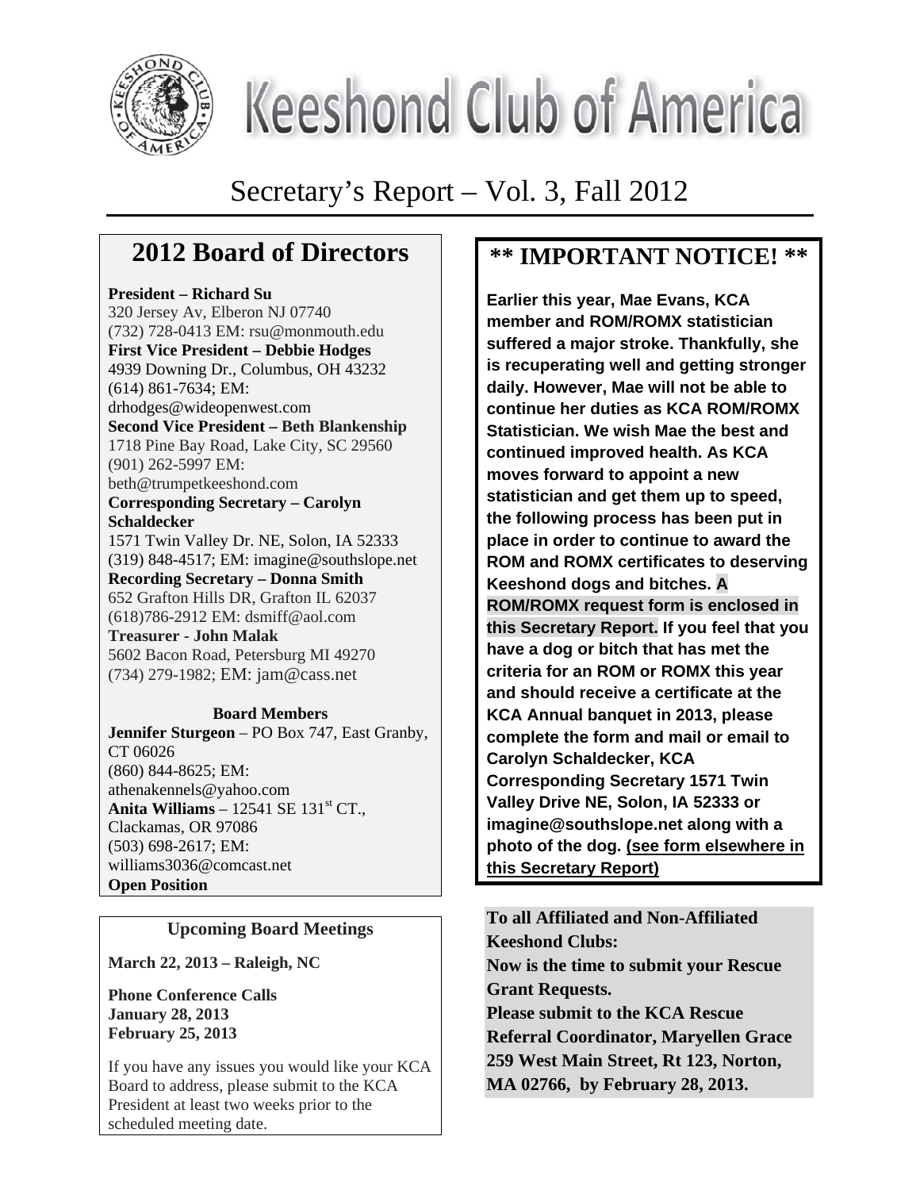# Keeshond Club of America

## Secretary's Report – Vol. 3, Fall 2012

## 2012 Board of Directors

**President – Richard Su**
320 Jersey Av, Elberon NJ 07740
(732) 728-0413 EM: rsu@monmouth.edu

**First Vice President – Debbie Hodges**
4939 Downing Dr., Columbus, OH 43232
(614) 861-7634; EM: drhodges@wideopenwest.com

**Second Vice President – Beth Blankenship**
1718 Pine Bay Road, Lake City, SC 29560
(901) 262-5997 EM: beth@trumpetkeeshond.com

**Corresponding Secretary – Carolyn Schaldecker**
1571 Twin Valley Dr. NE, Solon, IA 52333
(319) 848-4517; EM: imagine@southslope.net

**Recording Secretary – Donna Smith**
652 Grafton Hills DR, Grafton IL 62037
(618)786-2912 EM: dsmiff@aol.com

**Treasurer - John Malak**
5602 Bacon Road, Petersburg MI 49270
(734) 279-1982; EM: jam@cass.net

**Board Members**

**Jennifer Sturgeon** – PO Box 747, East Granby, CT 06026
(860) 844-8625; EM: athenakennels@yahoo.com

**Anita Williams** – 12541 SE 131st CT., Clackamas, OR 97086
(503) 698-2617; EM: williams3036@comcast.net

**Open Position**

### Upcoming Board Meetings

**March 22, 2013 – Raleigh, NC**

**Phone Conference Calls**
**January 28, 2013**
**February 25, 2013**

If you have any issues you would like your KCA Board to address, please submit to the KCA President at least two weeks prior to the scheduled meeting date.

## ** IMPORTANT NOTICE! **

**Earlier this year, Mae Evans, KCA member and ROM/ROMX statistician suffered a major stroke. Thankfully, she is recuperating well and getting stronger daily. However, Mae will not be able to continue her duties as KCA ROM/ROMX Statistician. We wish Mae the best and continued improved health. As KCA moves forward to appoint a new statistician and get them up to speed, the following process has been put in place in order to continue to award the ROM and ROMX certificates to deserving Keeshond dogs and bitches. A ROM/ROMX request form is enclosed in this Secretary Report. If you feel that you have a dog or bitch that has met the criteria for an ROM or ROMX this year and should receive a certificate at the KCA Annual banquet in 2013, please complete the form and mail or email to Carolyn Schaldecker, KCA Corresponding Secretary 1571 Twin Valley Drive NE, Solon, IA 52333 or imagine@southslope.net along with a photo of the dog. (see form elsewhere in this Secretary Report)**

**To all Affiliated and Non-Affiliated Keeshond Clubs:**
**Now is the time to submit your Rescue Grant Requests.**
**Please submit to the KCA Rescue Referral Coordinator, Maryellen Grace 259 West Main Street, Rt 123, Norton, MA 02766, by February 28, 2013.**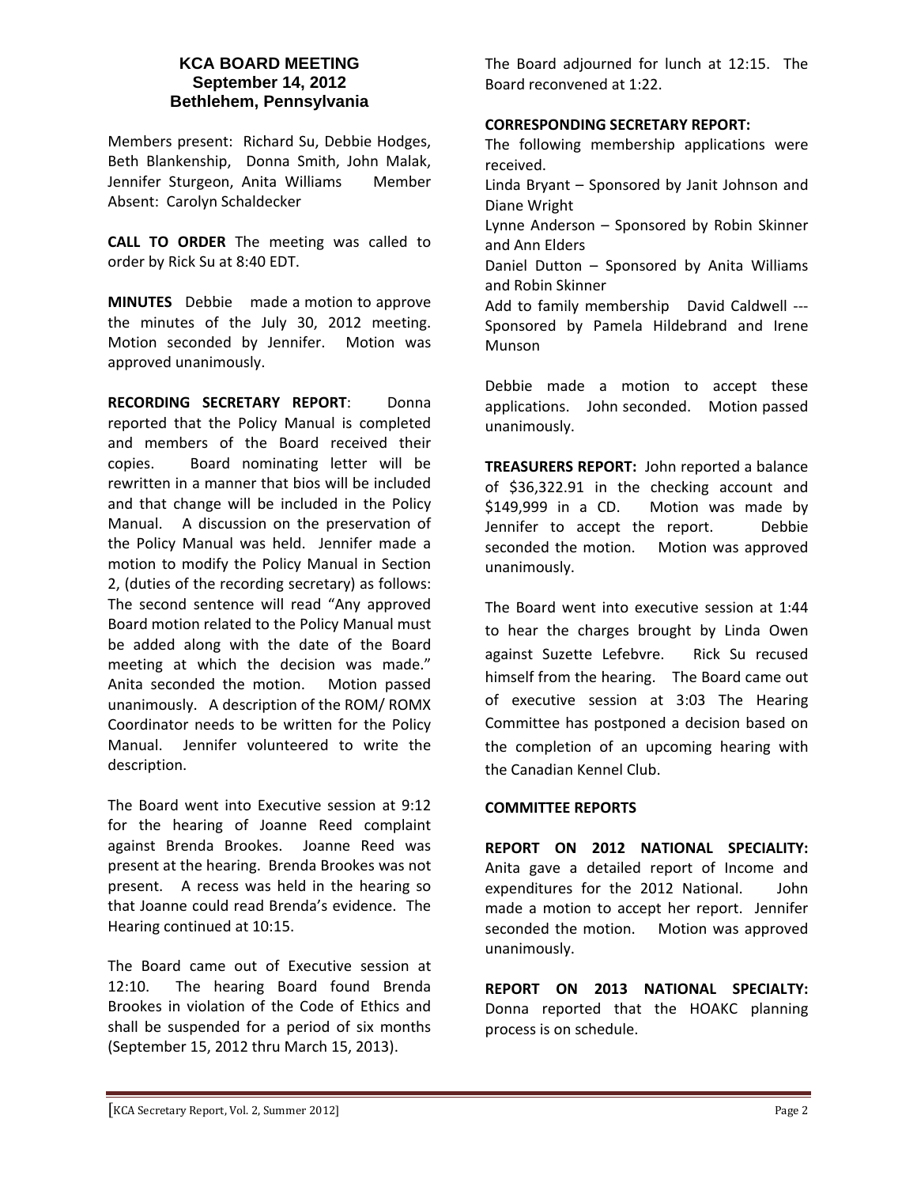# KCA BOARD MEETING
## September 14, 2012
## Bethlehem, Pennsylvania

Members present: Richard Su, Debbie Hodges, Beth Blankenship, Donna Smith, John Malak, Jennifer Sturgeon, Anita Williams Member Absent: Carolyn Schaldecker

**CALL TO ORDER** The meeting was called to order by Rick Su at 8:40 EDT.

**MINUTES** Debbie made a motion to approve the minutes of the July 30, 2012 meeting. Motion seconded by Jennifer. Motion was approved unanimously.

**RECORDING SECRETARY REPORT**: Donna reported that the Policy Manual is completed and members of the Board received their copies. Board nominating letter will be rewritten in a manner that bios will be included and that change will be included in the Policy Manual. A discussion on the preservation of the Policy Manual was held. Jennifer made a motion to modify the Policy Manual in Section 2, (duties of the recording secretary) as follows: The second sentence will read "Any approved Board motion related to the Policy Manual must be added along with the date of the Board meeting at which the decision was made." Anita seconded the motion. Motion passed unanimously. A description of the ROM/ ROMX Coordinator needs to be written for the Policy Manual. Jennifer volunteered to write the description.

The Board went into Executive session at 9:12 for the hearing of Joanne Reed complaint against Brenda Brookes. Joanne Reed was present at the hearing. Brenda Brookes was not present. A recess was held in the hearing so that Joanne could read Brenda's evidence. The Hearing continued at 10:15.

The Board came out of Executive session at 12:10. The hearing Board found Brenda Brookes in violation of the Code of Ethics and shall be suspended for a period of six months (September 15, 2012 thru March 15, 2013).

The Board adjourned for lunch at 12:15. The Board reconvened at 1:22.

**CORRESPONDING SECRETARY REPORT:**

The following membership applications were received.

Linda Bryant – Sponsored by Janit Johnson and Diane Wright

Lynne Anderson – Sponsored by Robin Skinner and Ann Elders

Daniel Dutton – Sponsored by Anita Williams and Robin Skinner

Add to family membership David Caldwell --- Sponsored by Pamela Hildebrand and Irene Munson

Debbie made a motion to accept these applications. John seconded. Motion passed unanimously.

**TREASURERS REPORT:** John reported a balance of $36,322.91 in the checking account and $149,999 in a CD. Motion was made by Jennifer to accept the report. Debbie seconded the motion. Motion was approved unanimously.

The Board went into executive session at 1:44 to hear the charges brought by Linda Owen against Suzette Lefebvre. Rick Su recused himself from the hearing. The Board came out of executive session at 3:03 The Hearing Committee has postponed a decision based on the completion of an upcoming hearing with the Canadian Kennel Club.

**COMMITTEE REPORTS**

**REPORT ON 2012 NATIONAL SPECIALITY:** Anita gave a detailed report of Income and expenditures for the 2012 National. John made a motion to accept her report. Jennifer seconded the motion. Motion was approved unanimously.

**REPORT ON 2013 NATIONAL SPECIALTY:** Donna reported that the HOAKC planning process is on schedule.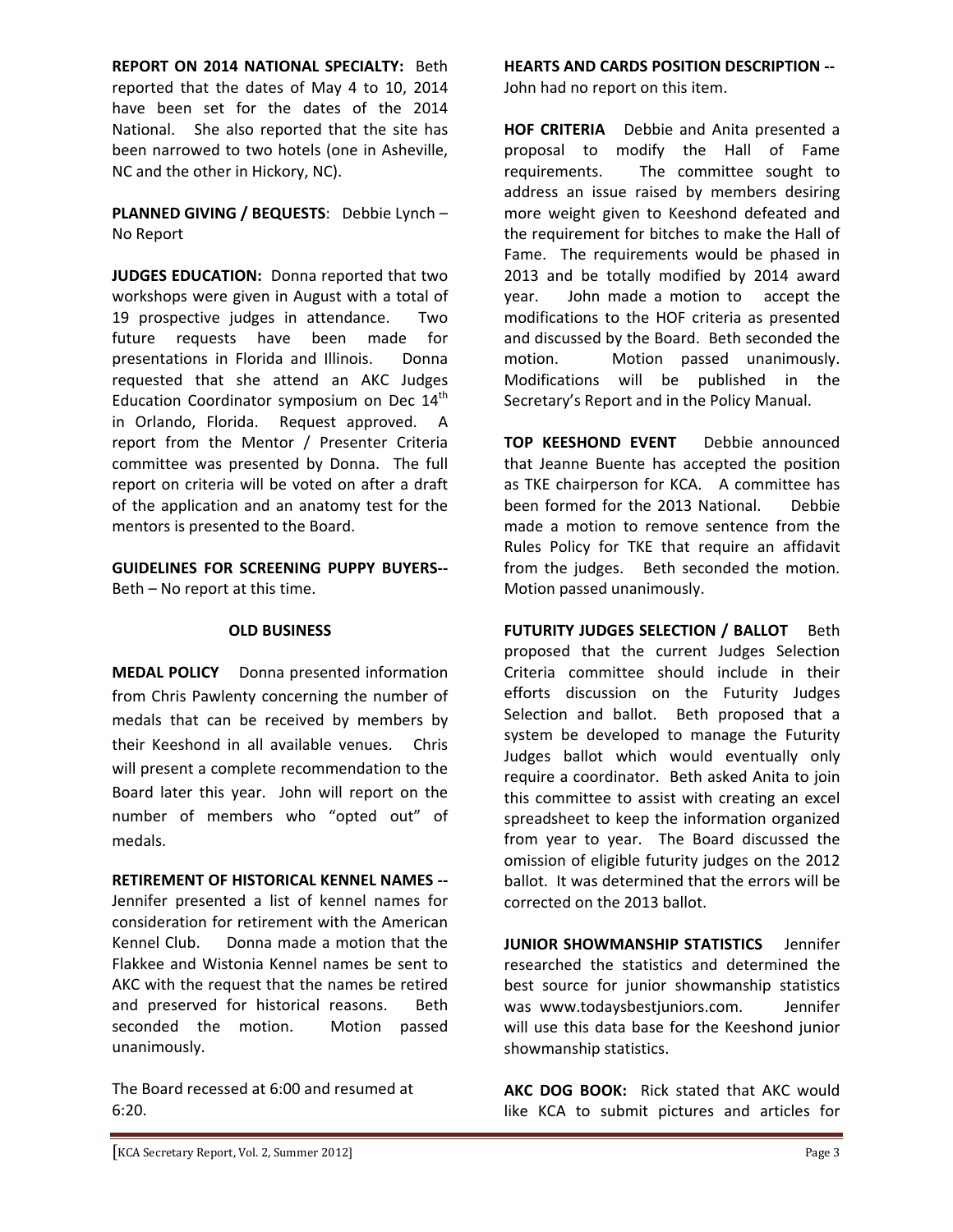**REPORT ON 2014 NATIONAL SPECIALTY:** Beth reported that the dates of May 4 to 10, 2014 have been set for the dates of the 2014 National. She also reported that the site has been narrowed to two hotels (one in Asheville, NC and the other in Hickory, NC).

**PLANNED GIVING / BEQUESTS**: Debbie Lynch – No Report

**JUDGES EDUCATION:** Donna reported that two workshops were given in August with a total of 19 prospective judges in attendance. Two future requests have been made for presentations in Florida and Illinois. Donna requested that she attend an AKC Judges Education Coordinator symposium on Dec 14th in Orlando, Florida. Request approved. A report from the Mentor / Presenter Criteria committee was presented by Donna. The full report on criteria will be voted on after a draft of the application and an anatomy test for the mentors is presented to the Board.

**GUIDELINES FOR SCREENING PUPPY BUYERS--** Beth – No report at this time.

## OLD BUSINESS

**MEDAL POLICY** Donna presented information from Chris Pawlenty concerning the number of medals that can be received by members by their Keeshond in all available venues. Chris will present a complete recommendation to the Board later this year. John will report on the number of members who "opted out" of medals.

**RETIREMENT OF HISTORICAL KENNEL NAMES --** Jennifer presented a list of kennel names for consideration for retirement with the American Kennel Club. Donna made a motion that the Flakkee and Wistonia Kennel names be sent to AKC with the request that the names be retired and preserved for historical reasons. Beth seconded the motion. Motion passed unanimously.

The Board recessed at 6:00 and resumed at 6:20.

**HEARTS AND CARDS POSITION DESCRIPTION --** John had no report on this item.

**HOF CRITERIA** Debbie and Anita presented a proposal to modify the Hall of Fame requirements. The committee sought to address an issue raised by members desiring more weight given to Keeshond defeated and the requirement for bitches to make the Hall of Fame. The requirements would be phased in 2013 and be totally modified by 2014 award year. John made a motion to accept the modifications to the HOF criteria as presented and discussed by the Board. Beth seconded the motion. Motion passed unanimously. Modifications will be published in the Secretary's Report and in the Policy Manual.

**TOP KEESHOND EVENT** Debbie announced that Jeanne Buente has accepted the position as TKE chairperson for KCA. A committee has been formed for the 2013 National. Debbie made a motion to remove sentence from the Rules Policy for TKE that require an affidavit from the judges. Beth seconded the motion. Motion passed unanimously.

**FUTURITY JUDGES SELECTION / BALLOT** Beth proposed that the current Judges Selection Criteria committee should include in their efforts discussion on the Futurity Judges Selection and ballot. Beth proposed that a system be developed to manage the Futurity Judges ballot which would eventually only require a coordinator. Beth asked Anita to join this committee to assist with creating an excel spreadsheet to keep the information organized from year to year. The Board discussed the omission of eligible futurity judges on the 2012 ballot. It was determined that the errors will be corrected on the 2013 ballot.

**JUNIOR SHOWMANSHIP STATISTICS** Jennifer researched the statistics and determined the best source for junior showmanship statistics was www.todaysbestjuniors.com. Jennifer will use this data base for the Keeshond junior showmanship statistics.

**AKC DOG BOOK:** Rick stated that AKC would like KCA to submit pictures and articles for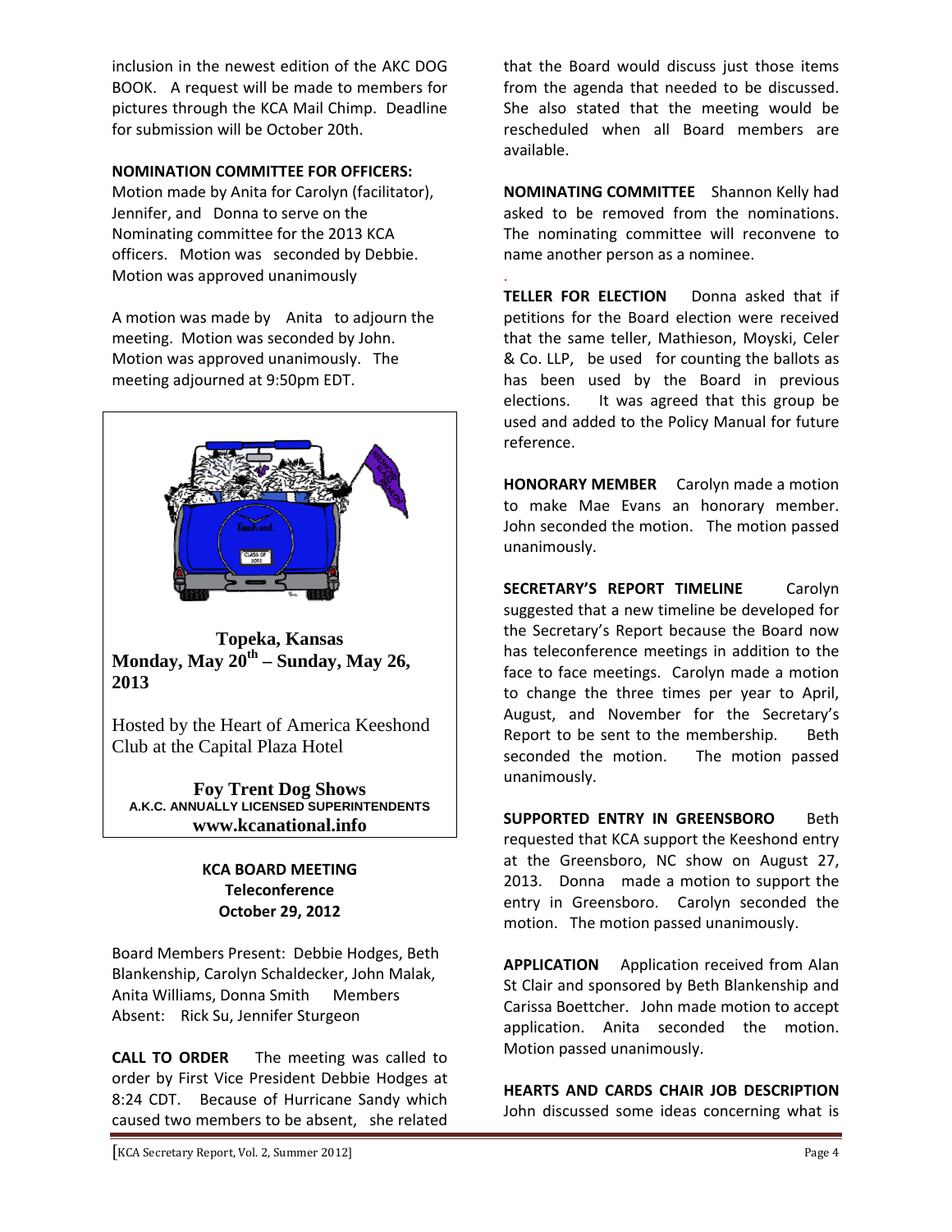inclusion in the newest edition of the AKC DOG BOOK. A request will be made to members for pictures through the KCA Mail Chimp. Deadline for submission will be October 20th.

**NOMINATION COMMITTEE FOR OFFICERS:** Motion made by Anita for Carolyn (facilitator), Jennifer, and Donna to serve on the Nominating committee for the 2013 KCA officers. Motion was seconded by Debbie. Motion was approved unanimously

A motion was made by Anita to adjourn the meeting. Motion was seconded by John. Motion was approved unanimously. The meeting adjourned at 9:50pm EDT.

**Topeka, Kansas**
**Monday, May 20th – Sunday, May 26, 2013**

Hosted by the Heart of America Keeshond Club at the Capital Plaza Hotel

**Foy Trent Dog Shows**
**A.K.C. ANNUALLY LICENSED SUPERINTENDENTS**
**www.kcanational.info**

**KCA BOARD MEETING**
**Teleconference**
**October 29, 2012**

Board Members Present: Debbie Hodges, Beth Blankenship, Carolyn Schaldecker, John Malak, Anita Williams, Donna Smith Members Absent: Rick Su, Jennifer Sturgeon

**CALL TO ORDER** The meeting was called to order by First Vice President Debbie Hodges at 8:24 CDT. Because of Hurricane Sandy which caused two members to be absent, she related that the Board would discuss just those items from the agenda that needed to be discussed. She also stated that the meeting would be rescheduled when all Board members are available.

**NOMINATING COMMITTEE** Shannon Kelly had asked to be removed from the nominations. The nominating committee will reconvene to name another person as a nominee.

**TELLER FOR ELECTION** Donna asked that if petitions for the Board election were received that the same teller, Mathieson, Moyski, Celer & Co. LLP, be used for counting the ballots as has been used by the Board in previous elections. It was agreed that this group be used and added to the Policy Manual for future reference.

**HONORARY MEMBER** Carolyn made a motion to make Mae Evans an honorary member. John seconded the motion. The motion passed unanimously.

**SECRETARY'S REPORT TIMELINE** Carolyn suggested that a new timeline be developed for the Secretary's Report because the Board now has teleconference meetings in addition to the face to face meetings. Carolyn made a motion to change the three times per year to April, August, and November for the Secretary's Report to be sent to the membership. Beth seconded the motion. The motion passed unanimously.

**SUPPORTED ENTRY IN GREENSBORO** Beth requested that KCA support the Keeshond entry at the Greensboro, NC show on August 27, 2013. Donna made a motion to support the entry in Greensboro. Carolyn seconded the motion. The motion passed unanimously.

**APPLICATION** Application received from Alan St Clair and sponsored by Beth Blankenship and Carissa Boettcher. John made motion to accept application. Anita seconded the motion. Motion passed unanimously.

**HEARTS AND CARDS CHAIR JOB DESCRIPTION** John discussed some ideas concerning what is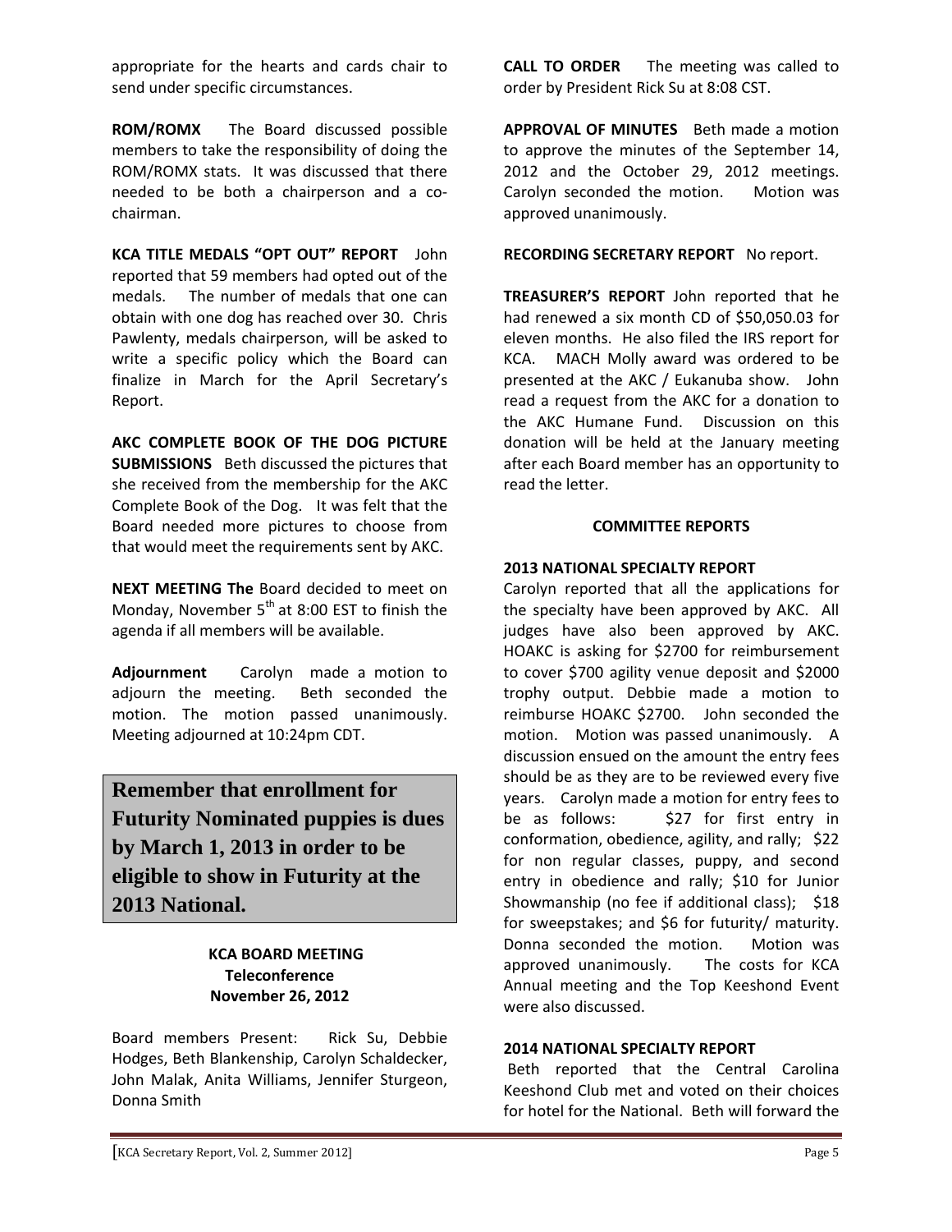appropriate for the hearts and cards chair to send under specific circumstances.

**ROM/ROMX** The Board discussed possible members to take the responsibility of doing the ROM/ROMX stats. It was discussed that there needed to be both a chairperson and a co-chairman.

**KCA TITLE MEDALS "OPT OUT" REPORT** John reported that 59 members had opted out of the medals. The number of medals that one can obtain with one dog has reached over 30. Chris Pawlenty, medals chairperson, will be asked to write a specific policy which the Board can finalize in March for the April Secretary's Report.

**AKC COMPLETE BOOK OF THE DOG PICTURE SUBMISSIONS** Beth discussed the pictures that she received from the membership for the AKC Complete Book of the Dog. It was felt that the Board needed more pictures to choose from that would meet the requirements sent by AKC.

**NEXT MEETING The** Board decided to meet on Monday, November 5th at 8:00 EST to finish the agenda if all members will be available.

**Adjournment** Carolyn made a motion to adjourn the meeting. Beth seconded the motion. The motion passed unanimously. Meeting adjourned at 10:24pm CDT.

**Remember that enrollment for Futurity Nominated puppies is dues by March 1, 2013 in order to be eligible to show in Futurity at the 2013 National.**

**KCA BOARD MEETING**
**Teleconference**
**November 26, 2012**

Board members Present: Rick Su, Debbie Hodges, Beth Blankenship, Carolyn Schaldecker, John Malak, Anita Williams, Jennifer Sturgeon, Donna Smith

**CALL TO ORDER** The meeting was called to order by President Rick Su at 8:08 CST.

**APPROVAL OF MINUTES** Beth made a motion to approve the minutes of the September 14, 2012 and the October 29, 2012 meetings. Carolyn seconded the motion. Motion was approved unanimously.

**RECORDING SECRETARY REPORT** No report.

**TREASURER'S REPORT** John reported that he had renewed a six month CD of $50,050.03 for eleven months. He also filed the IRS report for KCA. MACH Molly award was ordered to be presented at the AKC / Eukanuba show. John read a request from the AKC for a donation to the AKC Humane Fund. Discussion on this donation will be held at the January meeting after each Board member has an opportunity to read the letter.

**COMMITTEE REPORTS**

**2013 NATIONAL SPECIALTY REPORT**
Carolyn reported that all the applications for the specialty have been approved by AKC. All judges have also been approved by AKC. HOAKC is asking for $2700 for reimbursement to cover $700 agility venue deposit and $2000 trophy output. Debbie made a motion to reimburse HOAKC $2700. John seconded the motion. Motion was passed unanimously. A discussion ensued on the amount the entry fees should be as they are to be reviewed every five years. Carolyn made a motion for entry fees to be as follows: $27 for first entry in conformation, obedience, agility, and rally; $22 for non regular classes, puppy, and second entry in obedience and rally; $10 for Junior Showmanship (no fee if additional class); $18 for sweepstakes; and $6 for futurity/ maturity. Donna seconded the motion. Motion was approved unanimously. The costs for KCA Annual meeting and the Top Keeshond Event were also discussed.

**2014 NATIONAL SPECIALTY REPORT**
Beth reported that the Central Carolina Keeshond Club met and voted on their choices for hotel for the National. Beth will forward the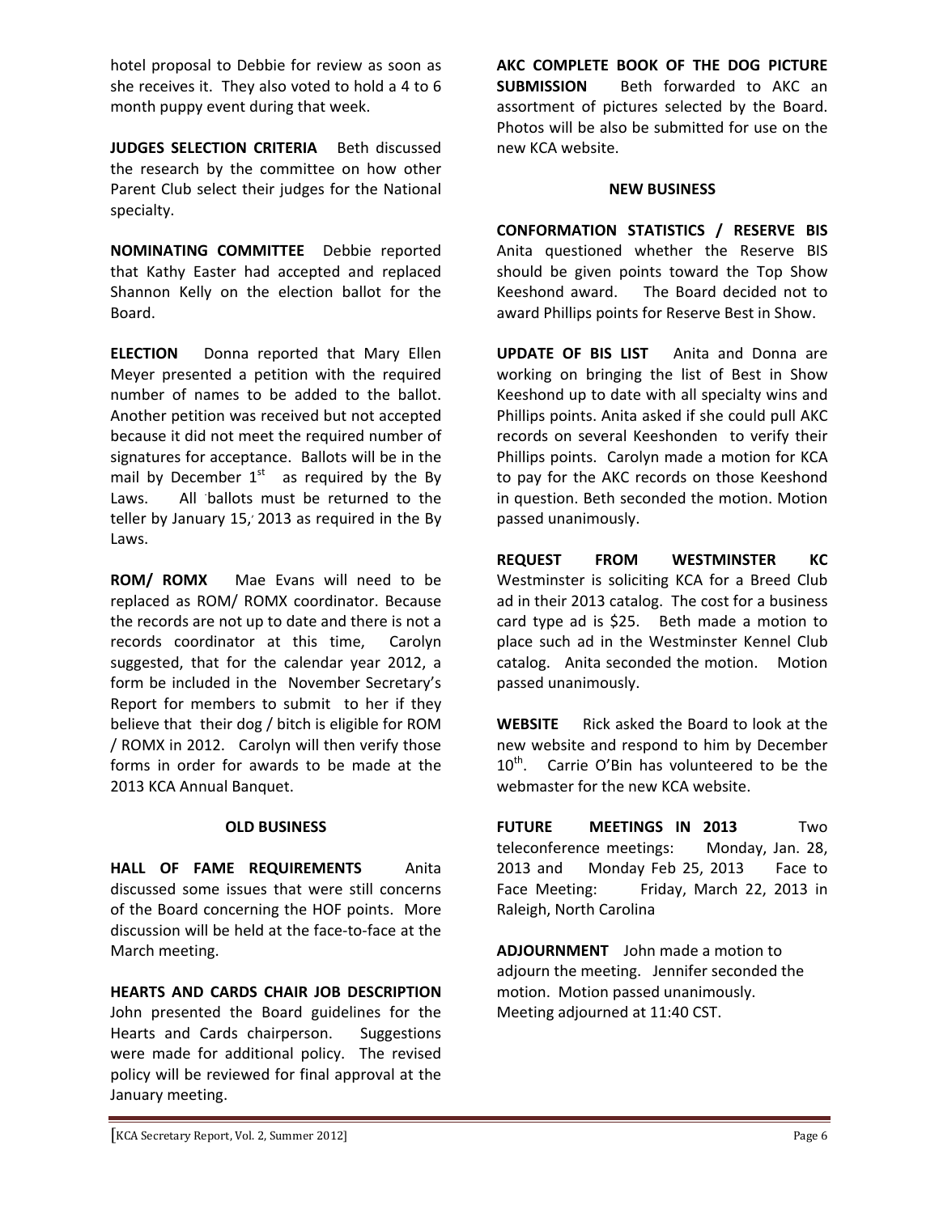hotel proposal to Debbie for review as soon as she receives it. They also voted to hold a 4 to 6 month puppy event during that week.

**JUDGES SELECTION CRITERIA** Beth discussed the research by the committee on how other Parent Club select their judges for the National specialty.

**NOMINATING COMMITTEE** Debbie reported that Kathy Easter had accepted and replaced Shannon Kelly on the election ballot for the Board.

**ELECTION** Donna reported that Mary Ellen Meyer presented a petition with the required number of names to be added to the ballot. Another petition was received but not accepted because it did not meet the required number of signatures for acceptance. Ballots will be in the mail by December 1st as required by the By Laws. All ballots must be returned to the teller by January 15, 2013 as required in the By Laws.

**ROM/ ROMX** Mae Evans will need to be replaced as ROM/ ROMX coordinator. Because the records are not up to date and there is not a records coordinator at this time, Carolyn suggested, that for the calendar year 2012, a form be included in the November Secretary's Report for members to submit to her if they believe that their dog / bitch is eligible for ROM / ROMX in 2012. Carolyn will then verify those forms in order for awards to be made at the 2013 KCA Annual Banquet.

**OLD BUSINESS**

**HALL OF FAME REQUIREMENTS** Anita discussed some issues that were still concerns of the Board concerning the HOF points. More discussion will be held at the face-to-face at the March meeting.

**HEARTS AND CARDS CHAIR JOB DESCRIPTION** John presented the Board guidelines for the Hearts and Cards chairperson. Suggestions were made for additional policy. The revised policy will be reviewed for final approval at the January meeting.

**AKC COMPLETE BOOK OF THE DOG PICTURE SUBMISSION** Beth forwarded to AKC an assortment of pictures selected by the Board. Photos will be also be submitted for use on the new KCA website.

**NEW BUSINESS**

**CONFORMATION STATISTICS / RESERVE BIS** Anita questioned whether the Reserve BIS should be given points toward the Top Show Keeshond award. The Board decided not to award Phillips points for Reserve Best in Show.

**UPDATE OF BIS LIST** Anita and Donna are working on bringing the list of Best in Show Keeshond up to date with all specialty wins and Phillips points. Anita asked if she could pull AKC records on several Keeshonden to verify their Phillips points. Carolyn made a motion for KCA to pay for the AKC records on those Keeshond in question. Beth seconded the motion. Motion passed unanimously.

**REQUEST FROM WESTMINSTER KC** Westminster is soliciting KCA for a Breed Club ad in their 2013 catalog. The cost for a business card type ad is $25. Beth made a motion to place such ad in the Westminster Kennel Club catalog. Anita seconded the motion. Motion passed unanimously.

**WEBSITE** Rick asked the Board to look at the new website and respond to him by December 10th. Carrie O'Bin has volunteered to be the webmaster for the new KCA website.

**FUTURE MEETINGS IN 2013** Two teleconference meetings: Monday, Jan. 28, 2013 and Monday Feb 25, 2013 Face to Face Meeting: Friday, March 22, 2013 in Raleigh, North Carolina

**ADJOURNMENT** John made a motion to adjourn the meeting. Jennifer seconded the motion. Motion passed unanimously. Meeting adjourned at 11:40 CST.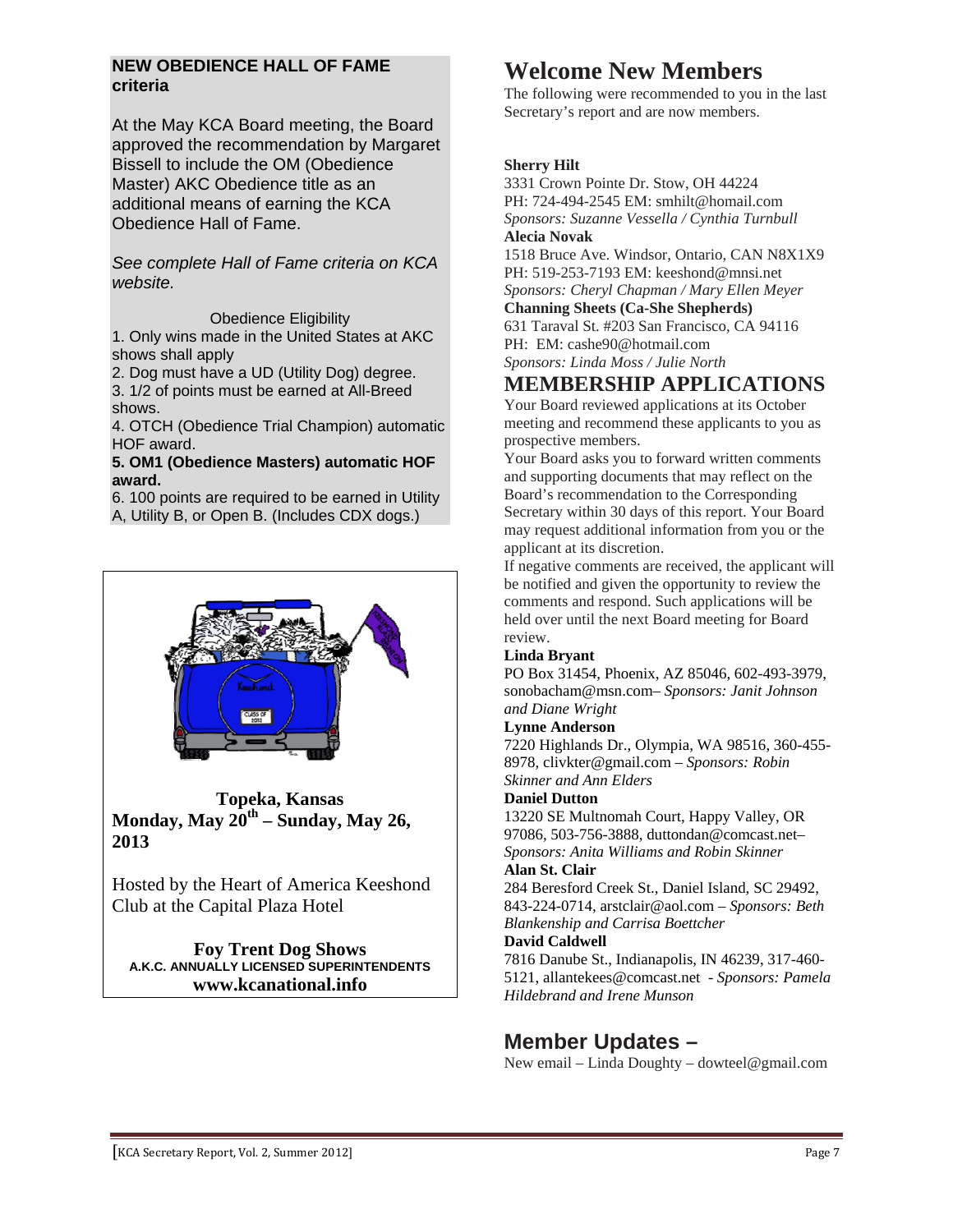**NEW OBEDIENCE HALL OF FAME criteria**

At the May KCA Board meeting, the Board approved the recommendation by Margaret Bissell to include the OM (Obedience Master) AKC Obedience title as an additional means of earning the KCA Obedience Hall of Fame.

*See complete Hall of Fame criteria on KCA website.*

Obedience Eligibility

1. Only wins made in the United States at AKC shows shall apply
2. Dog must have a UD (Utility Dog) degree.
3. 1/2 of points must be earned at All-Breed shows.
4. OTCH (Obedience Trial Champion) automatic HOF award.
5. **OM1 (Obedience Masters) automatic HOF award.**
6. 100 points are required to be earned in Utility A, Utility B, or Open B. (Includes CDX dogs.)

**Topeka, Kansas**
**Monday, May 20th – Sunday, May 26, 2013**

Hosted by the Heart of America Keeshond Club at the Capital Plaza Hotel

**Foy Trent Dog Shows**
**A.K.C. ANNUALLY LICENSED SUPERINTENDENTS**
**www.kcanational.info**

# Welcome New Members

The following were recommended to you in the last Secretary's report and are now members.

**Sherry Hilt**
3331 Crown Pointe Dr. Stow, OH 44224
PH: 724-494-2545 EM: smhilt@homail.com
*Sponsors: Suzanne Vessella / Cynthia Turnbull*

**Alecia Novak**
1518 Bruce Ave. Windsor, Ontario, CAN N8X1X9
PH: 519-253-7193 EM: keeshond@mnsi.net
*Sponsors: Cheryl Chapman / Mary Ellen Meyer*

**Channing Sheets (Ca-She Shepherds)**
631 Taraval St. #203 San Francisco, CA 94116
PH: EM: cashe90@hotmail.com
*Sponsors: Linda Moss / Julie North*

# MEMBERSHIP APPLICATIONS

Your Board reviewed applications at its October meeting and recommend these applicants to you as prospective members.

Your Board asks you to forward written comments and supporting documents that may reflect on the Board's recommendation to the Corresponding Secretary within 30 days of this report. Your Board may request additional information from you or the applicant at its discretion.

If negative comments are received, the applicant will be notified and given the opportunity to review the comments and respond. Such applications will be held over until the next Board meeting for Board review.

**Linda Bryant**
PO Box 31454, Phoenix, AZ 85046, 602-493-3979, sonobacham@msn.com– *Sponsors: Janit Johnson and Diane Wright*

**Lynne Anderson**
7220 Highlands Dr., Olympia, WA 98516, 360-455-8978, clivkter@gmail.com – *Sponsors: Robin Skinner and Ann Elders*

**Daniel Dutton**
13220 SE Multnomah Court, Happy Valley, OR 97086, 503-756-3888, duttondan@comcast.net– *Sponsors: Anita Williams and Robin Skinner*

**Alan St. Clair**
284 Beresford Creek St., Daniel Island, SC 29492, 843-224-0714, arstclair@aol.com – *Sponsors: Beth Blankenship and Carrisa Boettcher*

**David Caldwell**
7816 Danube St., Indianapolis, IN 46239, 317-460-5121, allantekees@comcast.net - *Sponsors: Pamela Hildebrand and Irene Munson*

## Member Updates –

New email – Linda Doughty – dowteel@gmail.com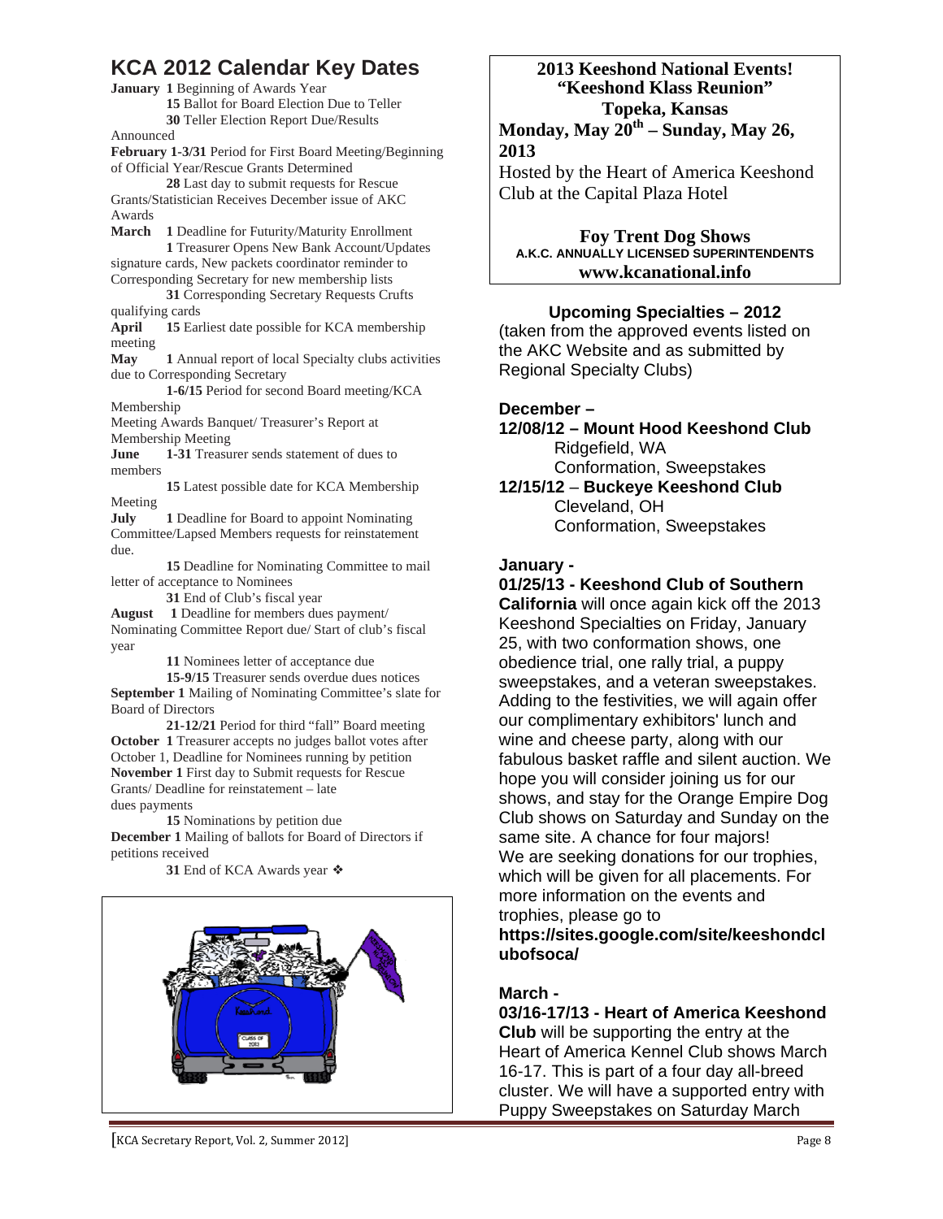# KCA 2012 Calendar Key Dates

**January** **1** Beginning of Awards Year
**15** Ballot for Board Election Due to Teller
**30** Teller Election Report Due/Results Announced

**February** **1-3/31** Period for First Board Meeting/Beginning of Official Year/Rescue Grants Determined
**28** Last day to submit requests for Rescue Grants/Statistician Receives December issue of AKC Awards

**March** **1** Deadline for Futurity/Maturity Enrollment
**1** Treasurer Opens New Bank Account/Updates signature cards, New packets coordinator reminder to Corresponding Secretary for new membership lists
**31** Corresponding Secretary Requests Crufts qualifying cards

**April** **15** Earliest date possible for KCA membership meeting

**May** **1** Annual report of local Specialty clubs activities due to Corresponding Secretary
**1-6/15** Period for second Board meeting/KCA Membership Meeting Awards Banquet/ Treasurer's Report at Membership Meeting

**June** **1-31** Treasurer sends statement of dues to members
**15** Latest possible date for KCA Membership Meeting

**July** **1** Deadline for Board to appoint Nominating Committee/Lapsed Members requests for reinstatement due.
**15** Deadline for Nominating Committee to mail letter of acceptance to Nominees
**31** End of Club's fiscal year

**August** **1** Deadline for members dues payment/ Nominating Committee Report due/ Start of club's fiscal year
**11** Nominees letter of acceptance due
**15-9/15** Treasurer sends overdue dues notices

**September** **1** Mailing of Nominating Committee's slate for Board of Directors
**21-12/21** Period for third "fall" Board meeting

**October** **1** Treasurer accepts no judges ballot votes after October 1, Deadline for Nominees running by petition

**November** **1** First day to Submit requests for Rescue Grants/ Deadline for reinstatement – late dues payments
**15** Nominations by petition due

**December** **1** Mailing of ballots for Board of Directors if petitions received
**31** End of KCA Awards year ❖

**2013 Keeshond National Events!**
**"Keeshond Klass Reunion"**
**Topeka, Kansas**
**Monday, May 20th – Sunday, May 26, 2013**
Hosted by the Heart of America Keeshond Club at the Capital Plaza Hotel

**Foy Trent Dog Shows**
**A.K.C. ANNUALLY LICENSED SUPERINTENDENTS**
**www.kcanational.info**

## Upcoming Specialties – 2012

(taken from the approved events listed on the AKC Website and as submitted by Regional Specialty Clubs)

### December –

**12/08/12 – Mount Hood Keeshond Club**
Ridgefield, WA
Conformation, Sweepstakes

**12/15/12** – **Buckeye Keeshond Club**
Cleveland, OH
Conformation, Sweepstakes

### January -

**01/25/13 - Keeshond Club of Southern California** will once again kick off the 2013 Keeshond Specialties on Friday, January 25, with two conformation shows, one obedience trial, one rally trial, a puppy sweepstakes, and a veteran sweepstakes. Adding to the festivities, we will again offer our complimentary exhibitors' lunch and wine and cheese party, along with our fabulous basket raffle and silent auction. We hope you will consider joining us for our shows, and stay for the Orange Empire Dog Club shows on Saturday and Sunday on the same site. A chance for four majors!
We are seeking donations for our trophies, which will be given for all placements. For more information on the events and trophies, please go to **https://sites.google.com/site/keeshondclubofsoca/**

### March -

**03/16-17/13 - Heart of America Keeshond Club** will be supporting the entry at the Heart of America Kennel Club shows March 16-17. This is part of a four day all-breed cluster. We will have a supported entry with Puppy Sweepstakes on Saturday March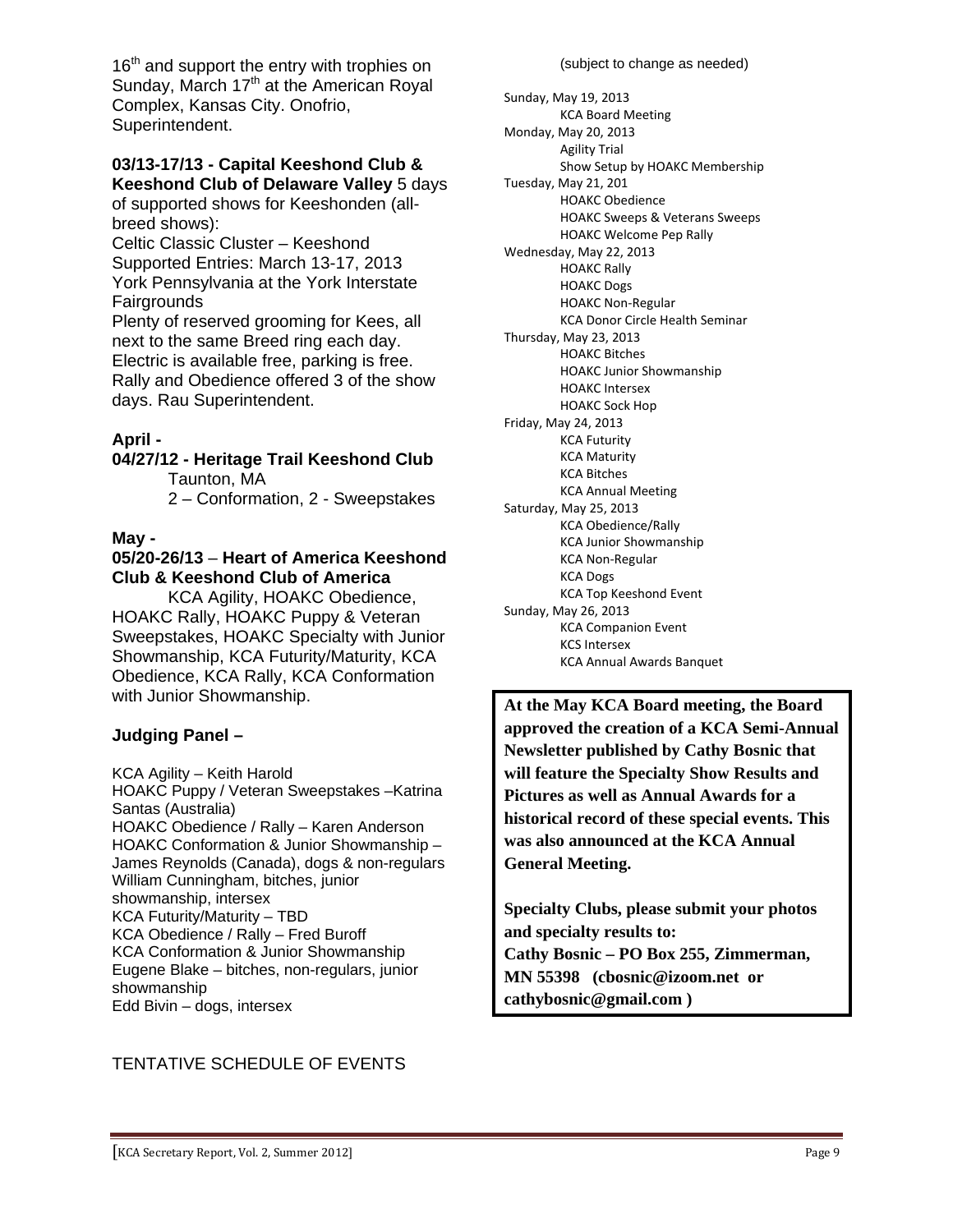16th and support the entry with trophies on Sunday, March 17th at the American Royal Complex, Kansas City. Onofrio, Superintendent.

**03/13-17/13 - Capital Keeshond Club & Keeshond Club of Delaware Valley** 5 days of supported shows for Keeshonden (all-breed shows):
Celtic Classic Cluster – Keeshond Supported Entries: March 13-17, 2013
York Pennsylvania at the York Interstate Fairgrounds
Plenty of reserved grooming for Kees, all next to the same Breed ring each day. Electric is available free, parking is free. Rally and Obedience offered 3 of the show days. Rau Superintendent.

### April -

**04/27/12 - Heritage Trail Keeshond Club**
Taunton, MA
2 – Conformation, 2 - Sweepstakes

### May -

**05/20-26/13 – Heart of America Keeshond Club & Keeshond Club of America**
KCA Agility, HOAKC Obedience, HOAKC Rally, HOAKC Puppy & Veteran Sweepstakes, HOAKC Specialty with Junior Showmanship, KCA Futurity/Maturity, KCA Obedience, KCA Rally, KCA Conformation with Junior Showmanship.

### Judging Panel –

KCA Agility – Keith Harold
HOAKC Puppy / Veteran Sweepstakes –Katrina Santas (Australia)
HOAKC Obedience / Rally – Karen Anderson
HOAKC Conformation & Junior Showmanship – James Reynolds (Canada), dogs & non-regulars
William Cunningham, bitches, junior showmanship, intersex
KCA Futurity/Maturity – TBD
KCA Obedience / Rally – Fred Buroff
KCA Conformation & Junior Showmanship
Eugene Blake – bitches, non-regulars, junior showmanship
Edd Bivin – dogs, intersex

TENTATIVE SCHEDULE OF EVENTS

(subject to change as needed)

Sunday, May 19, 2013
- KCA Board Meeting

Monday, May 20, 2013
- Agility Trial
- Show Setup by HOAKC Membership

Tuesday, May 21, 201
- HOAKC Obedience
- HOAKC Sweeps & Veterans Sweeps
- HOAKC Welcome Pep Rally

Wednesday, May 22, 2013
- HOAKC Rally
- HOAKC Dogs
- HOAKC Non-Regular
- KCA Donor Circle Health Seminar

Thursday, May 23, 2013
- HOAKC Bitches
- HOAKC Junior Showmanship
- HOAKC Intersex
- HOAKC Sock Hop

Friday, May 24, 2013
- KCA Futurity
- KCA Maturity
- KCA Bitches
- KCA Annual Meeting

Saturday, May 25, 2013
- KCA Obedience/Rally
- KCA Junior Showmanship
- KCA Non-Regular
- KCA Dogs
- KCA Top Keeshond Event

Sunday, May 26, 2013
- KCA Companion Event
- KCS Intersex
- KCA Annual Awards Banquet

**At the May KCA Board meeting, the Board approved the creation of a KCA Semi-Annual Newsletter published by Cathy Bosnic that will feature the Specialty Show Results and Pictures as well as Annual Awards for a historical record of these special events. This was also announced at the KCA Annual General Meeting.**

**Specialty Clubs, please submit your photos and specialty results to:**
**Cathy Bosnic – PO Box 255, Zimmerman, MN 55398 (cbosnic@izoom.net or cathybosnic@gmail.com )**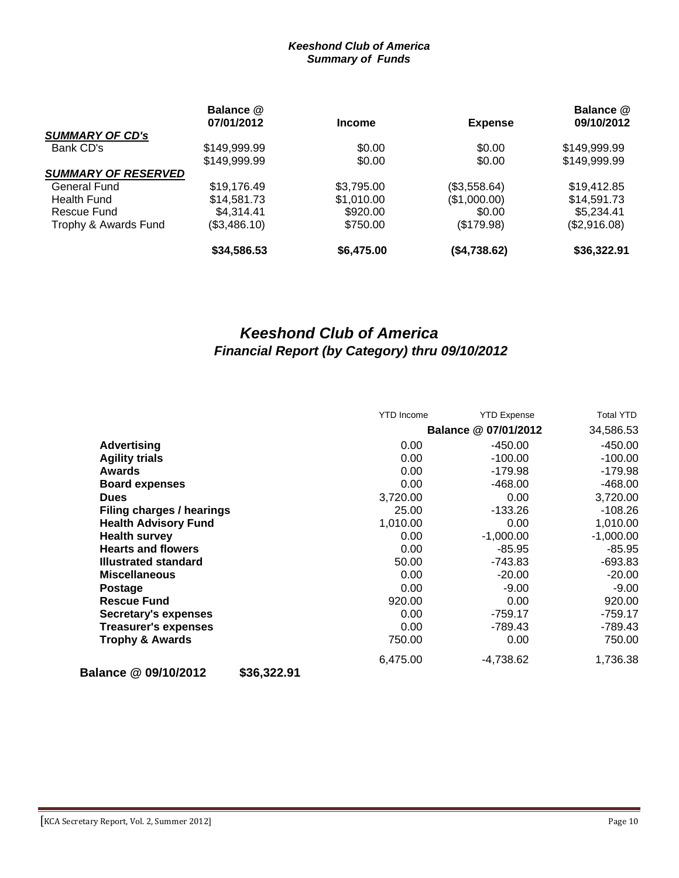***Keeshond Club of America***
***Summary of Funds***

| | Balance @ 07/01/2012 | Income | Expense | Balance @ 09/10/2012 |
|---|---|---|---|---|
| ***SUMMARY OF CD's*** | | | | |
| Bank CD's | $149,999.99 | $0.00 | $0.00 | $149,999.99 |
| | $149,999.99 | $0.00 | $0.00 | $149,999.99 |
| ***SUMMARY OF RESERVED*** | | | | |
| General Fund | $19,176.49 | $3,795.00 | ($3,558.64) | $19,412.85 |
| Health Fund | $14,581.73 | $1,010.00 | ($1,000.00) | $14,591.73 |
| Rescue Fund | $4,314.41 | $920.00 | $0.00 | $5,234.41 |
| Trophy & Awards Fund | ($3,486.10) | $750.00 | ($179.98) | ($2,916.08) |
| | **$34,586.53** | **$6,475.00** | **($4,738.62)** | **$36,322.91** |

## *Keeshond Club of America*
### *Financial Report (by Category) thru 09/10/2012*

| | YTD Income | YTD Expense | Total YTD |
|---|---|---|---|
| | | **Balance @ 07/01/2012** | 34,586.53 |
| **Advertising** | 0.00 | -450.00 | -450.00 |
| **Agility trials** | 0.00 | -100.00 | -100.00 |
| **Awards** | 0.00 | -179.98 | -179.98 |
| **Board expenses** | 0.00 | -468.00 | -468.00 |
| **Dues** | 3,720.00 | 0.00 | 3,720.00 |
| **Filing charges / hearings** | 25.00 | -133.26 | -108.26 |
| **Health Advisory Fund** | 1,010.00 | 0.00 | 1,010.00 |
| **Health survey** | 0.00 | -1,000.00 | -1,000.00 |
| **Hearts and flowers** | 0.00 | -85.95 | -85.95 |
| **Illustrated standard** | 50.00 | -743.83 | -693.83 |
| **Miscellaneous** | 0.00 | -20.00 | -20.00 |
| **Postage** | 0.00 | -9.00 | -9.00 |
| **Rescue Fund** | 920.00 | 0.00 | 920.00 |
| **Secretary's expenses** | 0.00 | -759.17 | -759.17 |
| **Treasurer's expenses** | 0.00 | -789.43 | -789.43 |
| **Trophy & Awards** | 750.00 | 0.00 | 750.00 |
| | 6,475.00 | -4,738.62 | 1,736.38 |

**Balance @ 09/10/2012 $36,322.91**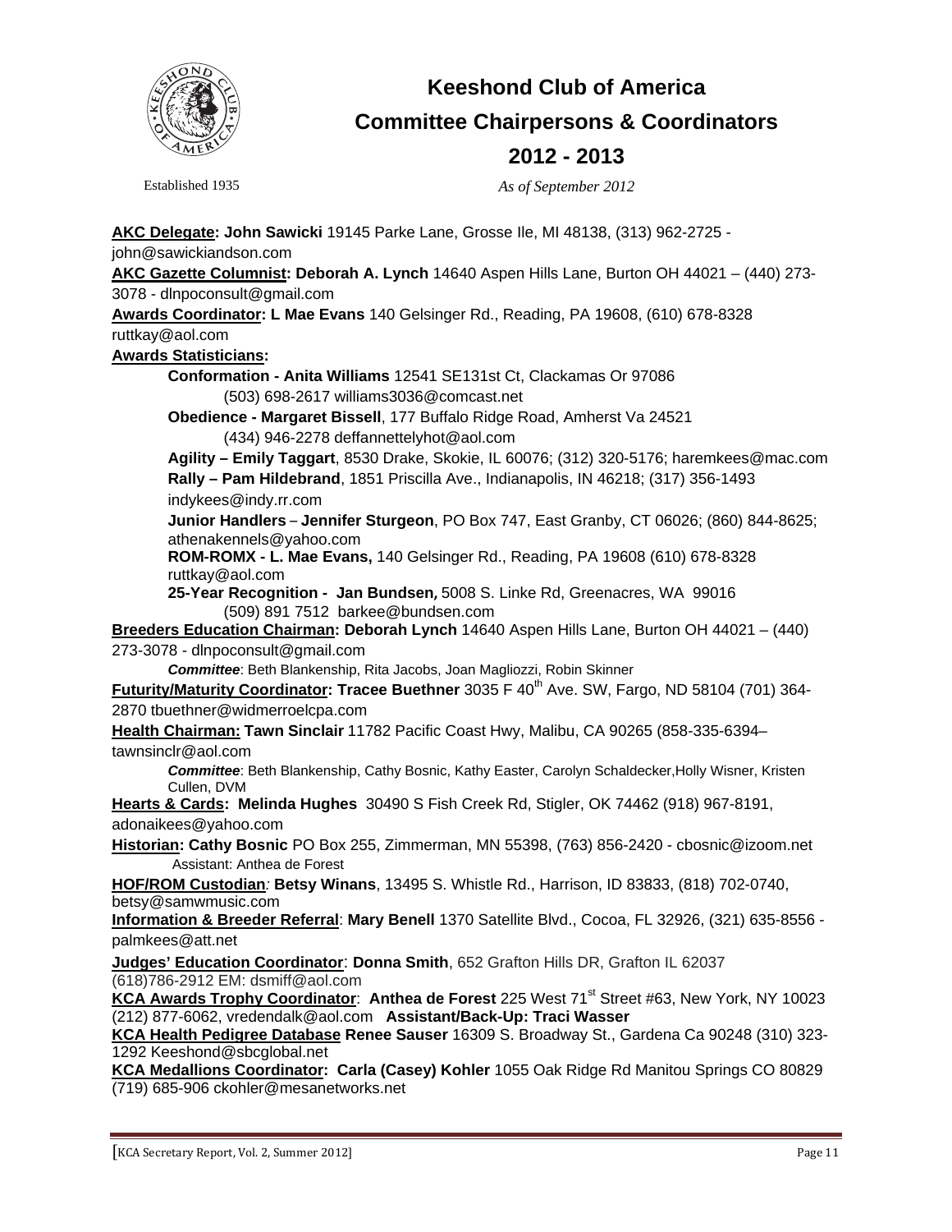# Keeshond Club of America

## Committee Chairpersons & Coordinators

## 2012 - 2013

Established 1935

*As of September 2012*

**AKC Delegate: John Sawicki** 19145 Parke Lane, Grosse Ile, MI 48138, (313) 962-2725 - john@sawickiandson.com

**AKC Gazette Columnist: Deborah A. Lynch** 14640 Aspen Hills Lane, Burton OH 44021 – (440) 273-3078 - dlnpoconsult@gmail.com

**Awards Coordinator: L Mae Evans** 140 Gelsinger Rd., Reading, PA 19608, (610) 678-8328 ruttkay@aol.com

**Awards Statisticians:**

- **Conformation - Anita Williams** 12541 SE131st Ct, Clackamas Or 97086 (503) 698-2617 williams3036@comcast.net
- **Obedience - Margaret Bissell**, 177 Buffalo Ridge Road, Amherst Va 24521 (434) 946-2278 deffannettelyhot@aol.com
- **Agility – Emily Taggart**, 8530 Drake, Skokie, IL 60076; (312) 320-5176; haremkees@mac.com
- **Rally – Pam Hildebrand**, 1851 Priscilla Ave., Indianapolis, IN 46218; (317) 356-1493 indykees@indy.rr.com
- **Junior Handlers** – **Jennifer Sturgeon**, PO Box 747, East Granby, CT 06026; (860) 844-8625; athenakennels@yahoo.com
- **ROM-ROMX - L. Mae Evans,** 140 Gelsinger Rd., Reading, PA 19608 (610) 678-8328 ruttkay@aol.com
- **25-Year Recognition - Jan Bundsen,** 5008 S. Linke Rd, Greenacres, WA 99016 (509) 891 7512 barkee@bundsen.com

**Breeders Education Chairman: Deborah Lynch** 14640 Aspen Hills Lane, Burton OH 44021 – (440) 273-3078 - dlnpoconsult@gmail.com

*Committee*: Beth Blankenship, Rita Jacobs, Joan Magliozzi, Robin Skinner

**Futurity/Maturity Coordinator: Tracee Buethner** 3035 F 40th Ave. SW, Fargo, ND 58104 (701) 364-2870 tbuethner@widmerroelcpa.com

**Health Chairman: Tawn Sinclair** 11782 Pacific Coast Hwy, Malibu, CA 90265 (858-335-6394– tawnsinclr@aol.com

*Committee*: Beth Blankenship, Cathy Bosnic, Kathy Easter, Carolyn Schaldecker,Holly Wisner, Kristen Cullen, DVM

**Hearts & Cards: Melinda Hughes** 30490 S Fish Creek Rd, Stigler, OK 74462 (918) 967-8191, adonaikees@yahoo.com

**Historian: Cathy Bosnic** PO Box 255, Zimmerman, MN 55398, (763) 856-2420 - cbosnic@izoom.net

Assistant: Anthea de Forest

**HOF/ROM Custodian: Betsy Winans**, 13495 S. Whistle Rd., Harrison, ID 83833, (818) 702-0740, betsy@samwmusic.com

**Information & Breeder Referral**: **Mary Benell** 1370 Satellite Blvd., Cocoa, FL 32926, (321) 635-8556 - palmkees@att.net

**Judges' Education Coordinator**: **Donna Smith**, 652 Grafton Hills DR, Grafton IL 62037 (618)786-2912 EM: dsmiff@aol.com

**KCA Awards Trophy Coordinator**: **Anthea de Forest** 225 West 71st Street #63, New York, NY 10023 (212) 877-6062, vredendalk@aol.com **Assistant/Back-Up: Traci Wasser**

**KCA Health Pedigree Database Renee Sauser** 16309 S. Broadway St., Gardena Ca 90248 (310) 323-1292 Keeshond@sbcglobal.net

**KCA Medallions Coordinator: Carla (Casey) Kohler** 1055 Oak Ridge Rd Manitou Springs CO 80829 (719) 685-906 ckohler@mesanetworks.net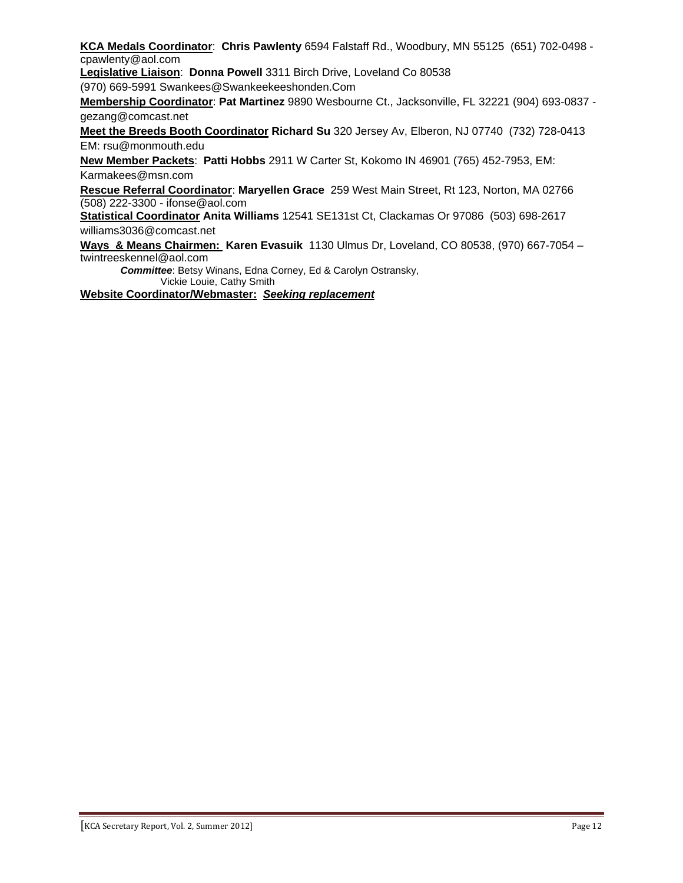**KCA Medals Coordinator**: **Chris Pawlenty** 6594 Falstaff Rd., Woodbury, MN 55125 (651) 702-0498 - cpawlenty@aol.com

**Legislative Liaison**: **Donna Powell** 3311 Birch Drive, Loveland Co 80538
(970) 669-5991 Swankees@Swankeekeeshonden.Com

**Membership Coordinator**: **Pat Martinez** 9890 Wesbourne Ct., Jacksonville, FL 32221 (904) 693-0837 - gezang@comcast.net

**Meet the Breeds Booth Coordinator** **Richard Su** 320 Jersey Av, Elberon, NJ 07740 (732) 728-0413 EM: rsu@monmouth.edu

**New Member Packets**: **Patti Hobbs** 2911 W Carter St, Kokomo IN 46901 (765) 452-7953, EM: Karmakees@msn.com

**Rescue Referral Coordinator**: **Maryellen Grace** 259 West Main Street, Rt 123, Norton, MA 02766 (508) 222-3300 - ifonse@aol.com

**Statistical Coordinator** **Anita Williams** 12541 SE131st Ct, Clackamas Or 97086 (503) 698-2617 williams3036@comcast.net

**Ways & Means Chairmen:** **Karen Evasuik** 1130 Ulmus Dr, Loveland, CO 80538, (970) 667-7054 – twintreeskennel@aol.com

***Committee***: Betsy Winans, Edna Corney, Ed & Carolyn Ostransky, Vickie Louie, Cathy Smith

**Website Coordinator/Webmaster:** ***Seeking replacement***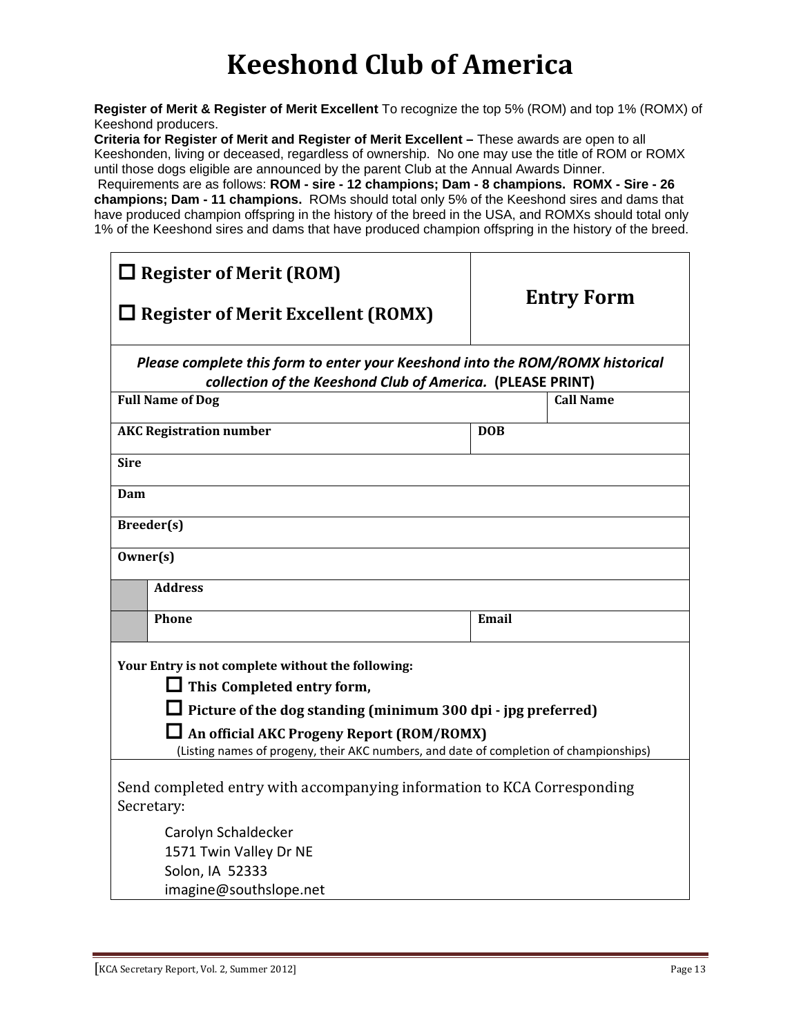# Keeshond Club of America

**Register of Merit & Register of Merit Excellent** To recognize the top 5% (ROM) and top 1% (ROMX) of Keeshond producers.

**Criteria for Register of Merit and Register of Merit Excellent –** These awards are open to all Keeshonden, living or deceased, regardless of ownership. No one may use the title of ROM or ROMX until those dogs eligible are announced by the parent Club at the Annual Awards Dinner.

Requirements are as follows: **ROM - sire - 12 champions; Dam - 8 champions. ROMX - Sire - 26 champions; Dam - 11 champions.** ROMs should total only 5% of the Keeshond sires and dams that have produced champion offspring in the history of the breed in the USA, and ROMXs should total only 1% of the Keeshond sires and dams that have produced champion offspring in the history of the breed.

| | |
|---|---|
| ☐ **Register of Merit (ROM)**<br>☐ **Register of Merit Excellent (ROMX)** | **Entry Form** |

***Please complete this form to enter your Keeshond into the ROM/ROMX historical collection of the Keeshond Club of America.*** **(PLEASE PRINT)**

| | |
|---|---|
| **Full Name of Dog** | **Call Name** |
| **AKC Registration number** | **DOB** |
| **Sire** | |
| **Dam** | |
| **Breeder(s)** | |
| **Owner(s)** | |
| **Address** | |
| **Phone** | **Email** |

**Your Entry is not complete without the following:**

- ☐ **This Completed entry form,**
- ☐ **Picture of the dog standing (minimum 300 dpi - jpg preferred)**
- ☐ **An official AKC Progeny Report (ROM/ROMX)**
  (Listing names of progeny, their AKC numbers, and date of completion of championships)

Send completed entry with accompanying information to KCA Corresponding Secretary:

Carolyn Schaldecker
1571 Twin Valley Dr NE
Solon, IA 52333
imagine@southslope.net